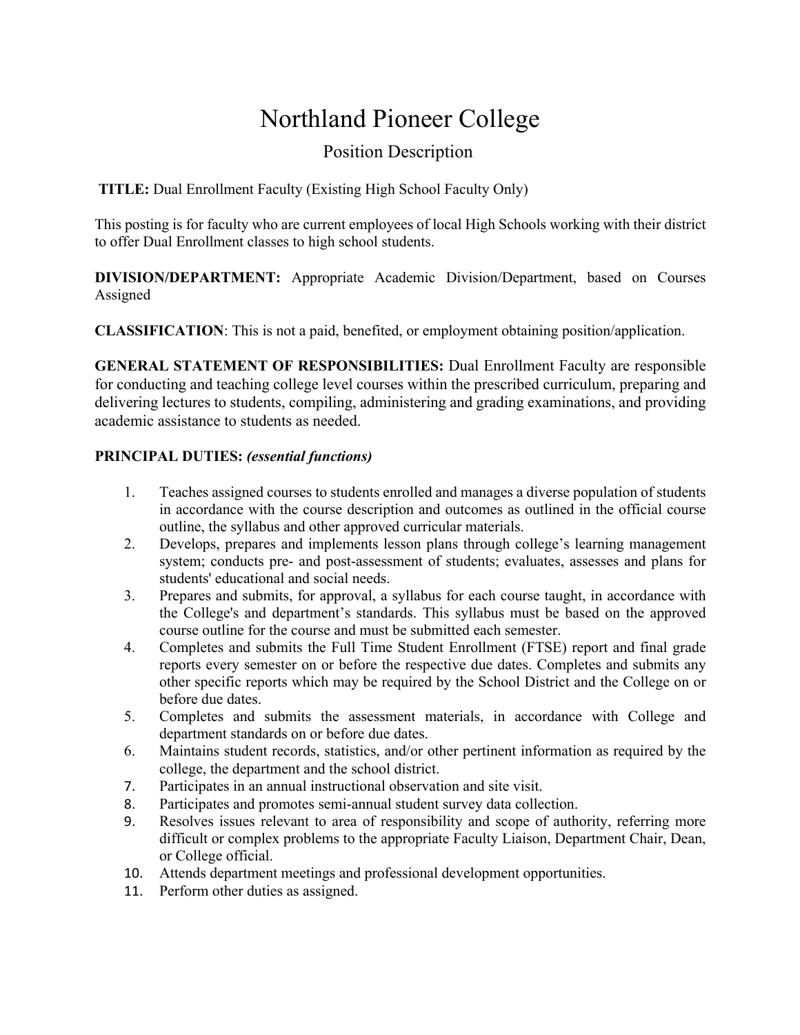# Northland Pioneer College

## Position Description

**TITLE:** Dual Enrollment Faculty (Existing High School Faculty Only)

This posting is for faculty who are current employees of local High Schools working with their district to offer Dual Enrollment classes to high school students.

**DIVISION/DEPARTMENT:** Appropriate Academic Division/Department, based on Courses Assigned

**CLASSIFICATION**: This is not a paid, benefited, or employment obtaining position/application.

**GENERAL STATEMENT OF RESPONSIBILITIES:** Dual Enrollment Faculty are responsible for conducting and teaching college level courses within the prescribed curriculum, preparing and delivering lectures to students, compiling, administering and grading examinations, and providing academic assistance to students as needed.

**PRINCIPAL DUTIES:** ***(essential functions)***

1. Teaches assigned courses to students enrolled and manages a diverse population of students in accordance with the course description and outcomes as outlined in the official course outline, the syllabus and other approved curricular materials.
2. Develops, prepares and implements lesson plans through college's learning management system; conducts pre- and post-assessment of students; evaluates, assesses and plans for students' educational and social needs.
3. Prepares and submits, for approval, a syllabus for each course taught, in accordance with the College's and department's standards. This syllabus must be based on the approved course outline for the course and must be submitted each semester.
4. Completes and submits the Full Time Student Enrollment (FTSE) report and final grade reports every semester on or before the respective due dates. Completes and submits any other specific reports which may be required by the School District and the College on or before due dates.
5. Completes and submits the assessment materials, in accordance with College and department standards on or before due dates.
6. Maintains student records, statistics, and/or other pertinent information as required by the college, the department and the school district.
7. Participates in an annual instructional observation and site visit.
8. Participates and promotes semi-annual student survey data collection.
9. Resolves issues relevant to area of responsibility and scope of authority, referring more difficult or complex problems to the appropriate Faculty Liaison, Department Chair, Dean, or College official.
10. Attends department meetings and professional development opportunities.
11. Perform other duties as assigned.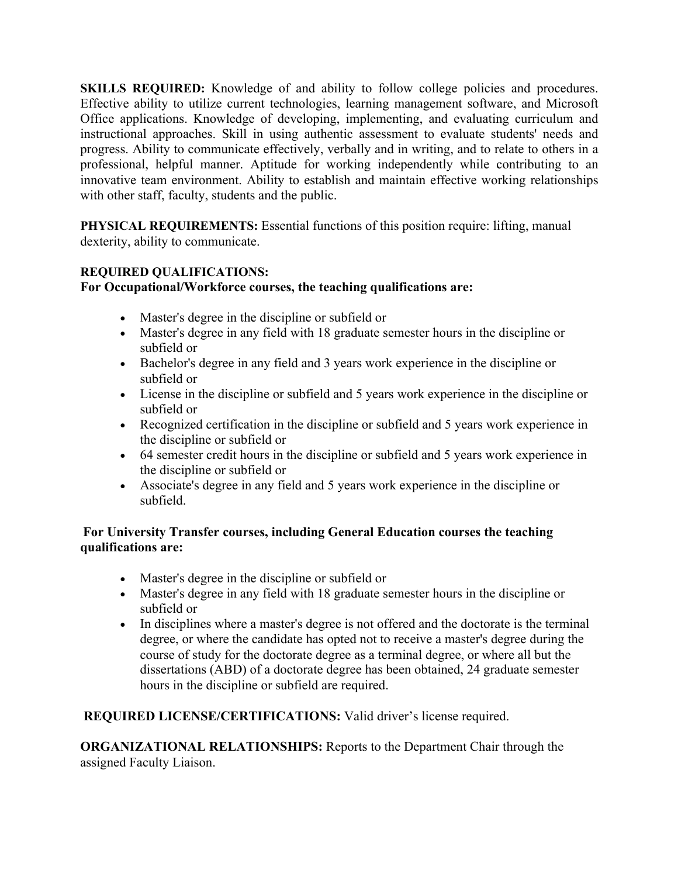**SKILLS REQUIRED:** Knowledge of and ability to follow college policies and procedures. Effective ability to utilize current technologies, learning management software, and Microsoft Office applications. Knowledge of developing, implementing, and evaluating curriculum and instructional approaches. Skill in using authentic assessment to evaluate students' needs and progress. Ability to communicate effectively, verbally and in writing, and to relate to others in a professional, helpful manner. Aptitude for working independently while contributing to an innovative team environment. Ability to establish and maintain effective working relationships with other staff, faculty, students and the public.

**PHYSICAL REQUIREMENTS:** Essential functions of this position require: lifting, manual dexterity, ability to communicate.

**REQUIRED QUALIFICATIONS:**
**For Occupational/Workforce courses, the teaching qualifications are:**

- Master's degree in the discipline or subfield or
- Master's degree in any field with 18 graduate semester hours in the discipline or subfield or
- Bachelor's degree in any field and 3 years work experience in the discipline or subfield or
- License in the discipline or subfield and 5 years work experience in the discipline or subfield or
- Recognized certification in the discipline or subfield and 5 years work experience in the discipline or subfield or
- 64 semester credit hours in the discipline or subfield and 5 years work experience in the discipline or subfield or
- Associate's degree in any field and 5 years work experience in the discipline or subfield.

**For University Transfer courses, including General Education courses the teaching qualifications are:**

- Master's degree in the discipline or subfield or
- Master's degree in any field with 18 graduate semester hours in the discipline or subfield or
- In disciplines where a master's degree is not offered and the doctorate is the terminal degree, or where the candidate has opted not to receive a master's degree during the course of study for the doctorate degree as a terminal degree, or where all but the dissertations (ABD) of a doctorate degree has been obtained, 24 graduate semester hours in the discipline or subfield are required.

**REQUIRED LICENSE/CERTIFICATIONS:** Valid driver's license required.

**ORGANIZATIONAL RELATIONSHIPS:** Reports to the Department Chair through the assigned Faculty Liaison.